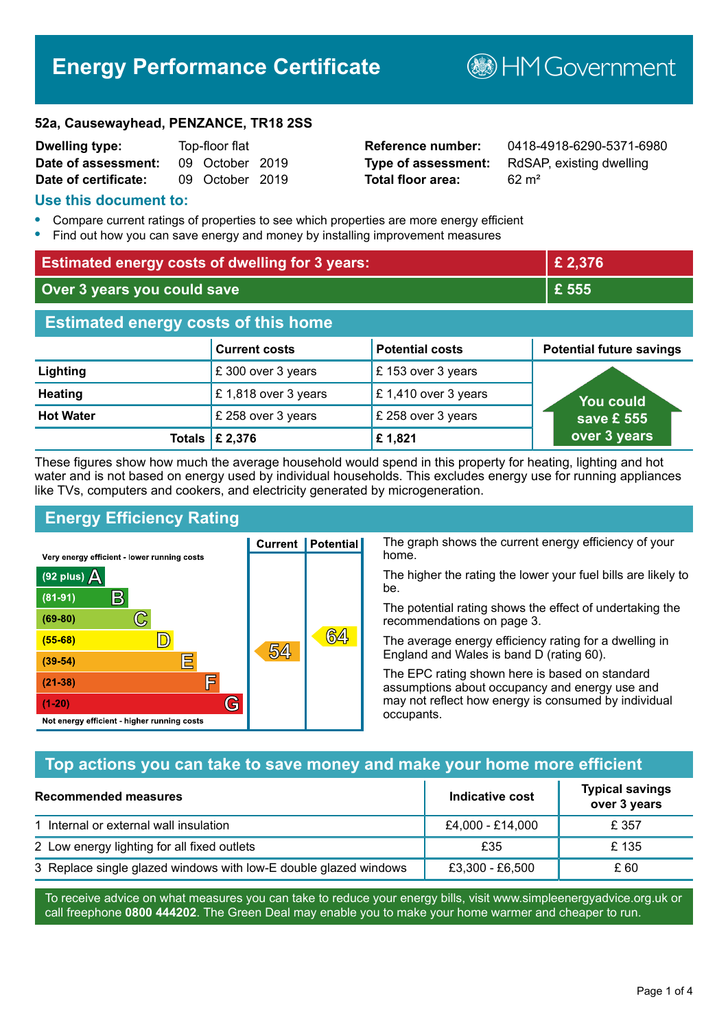# Energy Performance Certificate

HM Government

**52a, Causewayhead, PENZANCE, TR18 2SS**

| | | | |
|---|---|---|---|
| **Dwelling type:** | Top-floor flat | **Reference number:** | 0418-4918-6290-5371-6980 |
| **Date of assessment:** | 09 October 2019 | **Type of assessment:** | RdSAP, existing dwelling |
| **Date of certificate:** | 09 October 2019 | **Total floor area:** | 62 m² |

## Use this document to:

- Compare current ratings of properties to see which properties are more energy efficient
- Find out how you can save energy and money by installing improvement measures

| | |
|---|---|
| **Estimated energy costs of dwelling for 3 years:** | **£ 2,376** |
| **Over 3 years you could save** | **£ 555** |

## Estimated energy costs of this home

| | Current costs | Potential costs | Potential future savings |
|---|---|---|---|
| **Lighting** | £ 300 over 3 years | £ 153 over 3 years | You could save £ 555 over 3 years |
| **Heating** | £ 1,818 over 3 years | £ 1,410 over 3 years | |
| **Hot Water** | £ 258 over 3 years | £ 258 over 3 years | |
| **Totals** | **£ 2,376** | **£ 1,821** | |

These figures show how much the average household would spend in this property for heating, lighting and hot water and is not based on energy used by individual households. This excludes energy use for running appliances like TVs, computers and cookers, and electricity generated by microgeneration.

## Energy Efficiency Rating

| Rating band | Current | Potential |
|---|---|---|
| Very energy efficient - lower running costs | | |
| (92 plus) A | | |
| (81-91) B | | |
| (69-80) C | | |
| (55-68) D | | 64 |
| (39-54) E | 54 | |
| (21-38) F | | |
| (1-20) G | | |
| Not energy efficient - higher running costs | | |

The graph shows the current energy efficiency of your home.

The higher the rating the lower your fuel bills are likely to be.

The potential rating shows the effect of undertaking the recommendations on page 3.

The average energy efficiency rating for a dwelling in England and Wales is band D (rating 60).

The EPC rating shown here is based on standard assumptions about occupancy and energy use and may not reflect how energy is consumed by individual occupants.

## Top actions you can take to save money and make your home more efficient

| Recommended measures | Indicative cost | Typical savings over 3 years |
|---|---|---|
| 1 Internal or external wall insulation | £4,000 - £14,000 | £ 357 |
| 2 Low energy lighting for all fixed outlets | £35 | £ 135 |
| 3 Replace single glazed windows with low-E double glazed windows | £3,300 - £6,500 | £ 60 |

To receive advice on what measures you can take to reduce your energy bills, visit www.simpleenergyadvice.org.uk or call freephone **0800 444202**. The Green Deal may enable you to make your home warmer and cheaper to run.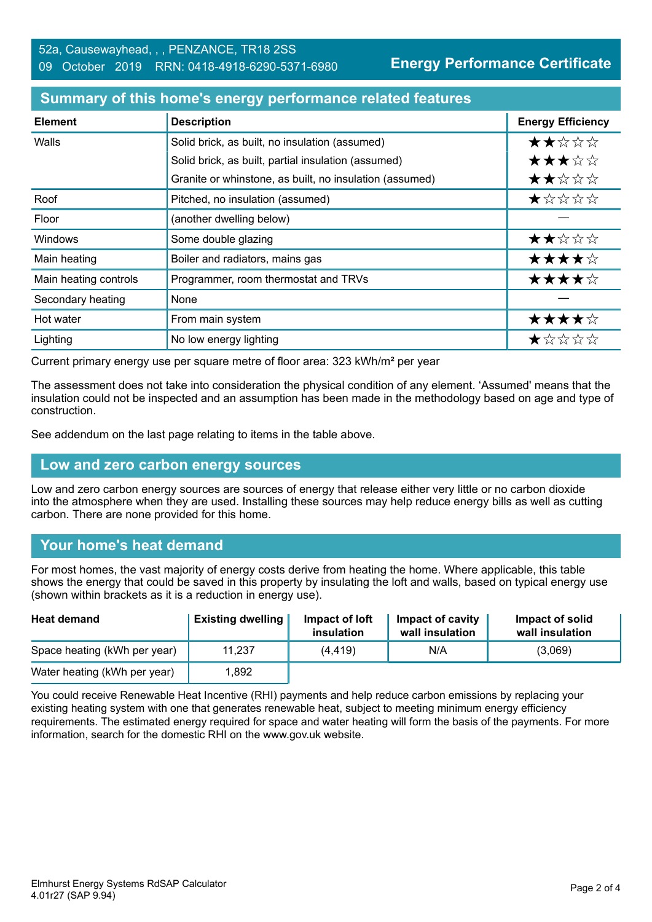52a, Causewayhead, , , PENZANCE, TR18 2SS
09 October 2019 RRN: 0418-4918-6290-5371-6980

**Energy Performance Certificate**

## Summary of this home's energy performance related features

| Element | Description | Energy Efficiency |
|---|---|---|
| Walls | Solid brick, as built, no insulation (assumed) | ★★☆☆☆ |
| | Solid brick, as built, partial insulation (assumed) | ★★★☆☆ |
| | Granite or whinstone, as built, no insulation (assumed) | ★★☆☆☆ |
| Roof | Pitched, no insulation (assumed) | ★☆☆☆☆ |
| Floor | (another dwelling below) | — |
| Windows | Some double glazing | ★★☆☆☆ |
| Main heating | Boiler and radiators, mains gas | ★★★★☆ |
| Main heating controls | Programmer, room thermostat and TRVs | ★★★★☆ |
| Secondary heating | None | — |
| Hot water | From main system | ★★★★☆ |
| Lighting | No low energy lighting | ★☆☆☆☆ |

Current primary energy use per square metre of floor area: 323 kWh/m² per year

The assessment does not take into consideration the physical condition of any element. 'Assumed' means that the insulation could not be inspected and an assumption has been made in the methodology based on age and type of construction.

See addendum on the last page relating to items in the table above.

## Low and zero carbon energy sources

Low and zero carbon energy sources are sources of energy that release either very little or no carbon dioxide into the atmosphere when they are used. Installing these sources may help reduce energy bills as well as cutting carbon. There are none provided for this home.

## Your home's heat demand

For most homes, the vast majority of energy costs derive from heating the home. Where applicable, this table shows the energy that could be saved in this property by insulating the loft and walls, based on typical energy use (shown within brackets as it is a reduction in energy use).

| Heat demand | Existing dwelling | Impact of loft insulation | Impact of cavity wall insulation | Impact of solid wall insulation |
|---|---|---|---|---|
| Space heating (kWh per year) | 11,237 | (4,419) | N/A | (3,069) |
| Water heating (kWh per year) | 1,892 | | | |

You could receive Renewable Heat Incentive (RHI) payments and help reduce carbon emissions by replacing your existing heating system with one that generates renewable heat, subject to meeting minimum energy efficiency requirements. The estimated energy required for space and water heating will form the basis of the payments. For more information, search for the domestic RHI on the www.gov.uk website.

Elmhurst Energy Systems RdSAP Calculator
4.01r27 (SAP 9.94)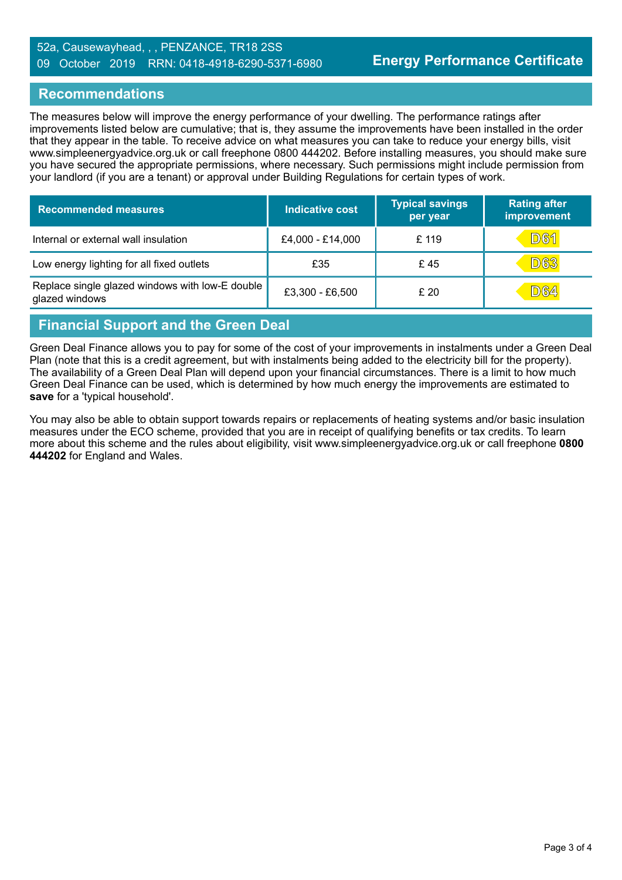52a, Causewayhead, , , PENZANCE, TR18 2SS
09 October 2019 RRN: 0418-4918-6290-5371-6980

# Energy Performance Certificate

## Recommendations

The measures below will improve the energy performance of your dwelling. The performance ratings after improvements listed below are cumulative; that is, they assume the improvements have been installed in the order that they appear in the table. To receive advice on what measures you can take to reduce your energy bills, visit www.simpleenergyadvice.org.uk or call freephone 0800 444202. Before installing measures, you should make sure you have secured the appropriate permissions, where necessary. Such permissions might include permission from your landlord (if you are a tenant) or approval under Building Regulations for certain types of work.

| Recommended measures | Indicative cost | Typical savings per year | Rating after improvement |
|---|---|---|---|
| Internal or external wall insulation | £4,000 - £14,000 | £ 119 | D61 |
| Low energy lighting for all fixed outlets | £35 | £ 45 | D63 |
| Replace single glazed windows with low-E double glazed windows | £3,300 - £6,500 | £ 20 | D64 |

## Financial Support and the Green Deal

Green Deal Finance allows you to pay for some of the cost of your improvements in instalments under a Green Deal Plan (note that this is a credit agreement, but with instalments being added to the electricity bill for the property). The availability of a Green Deal Plan will depend upon your financial circumstances. There is a limit to how much Green Deal Finance can be used, which is determined by how much energy the improvements are estimated to **save** for a 'typical household'.

You may also be able to obtain support towards repairs or replacements of heating systems and/or basic insulation measures under the ECO scheme, provided that you are in receipt of qualifying benefits or tax credits. To learn more about this scheme and the rules about eligibility, visit www.simpleenergyadvice.org.uk or call freephone **0800 444202** for England and Wales.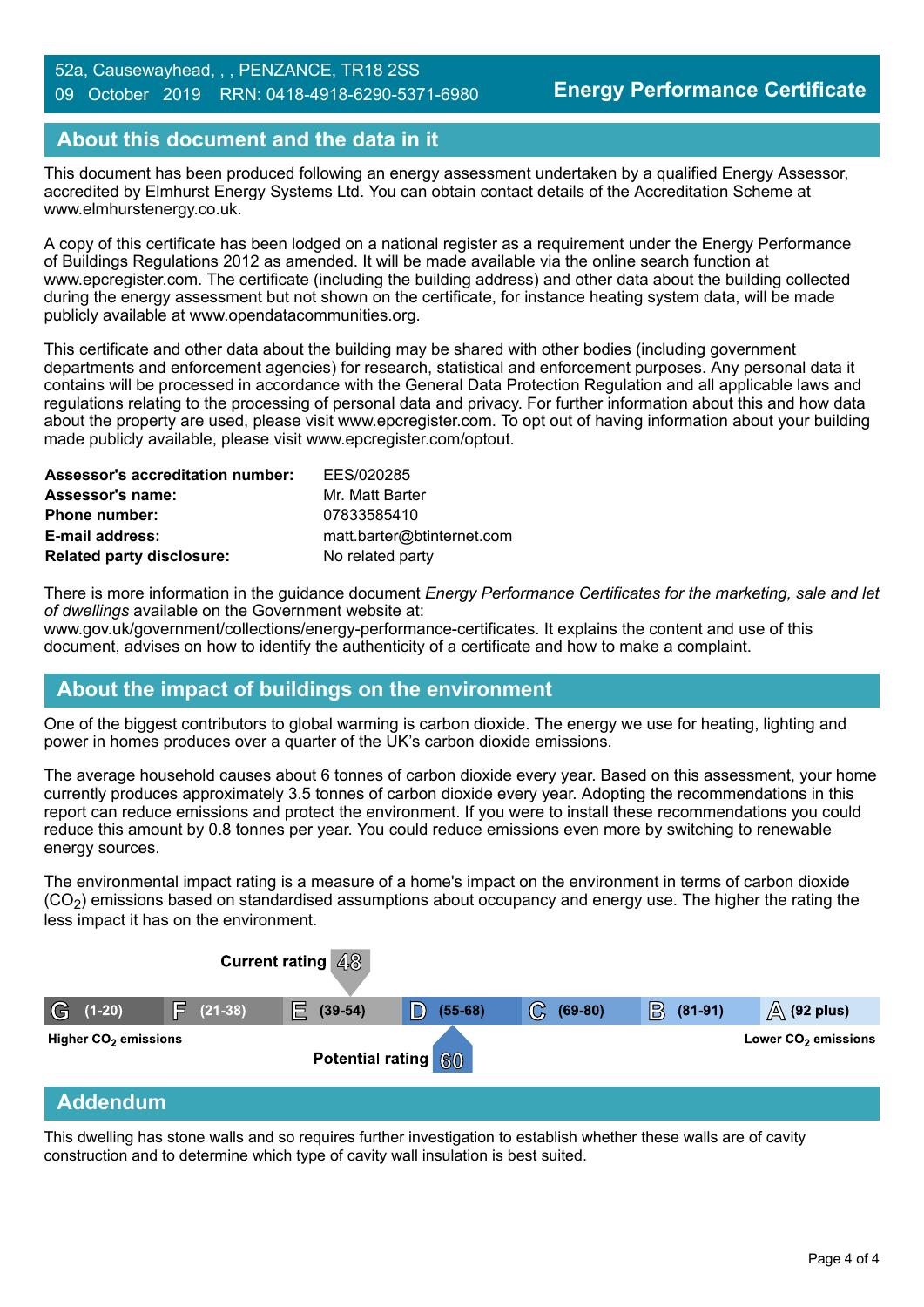52a, Causewayhead, , , PENZANCE, TR18 2SS
09 October 2019 RRN: 0418-4918-6290-5371-6980

**Energy Performance Certificate**

## About this document and the data in it

This document has been produced following an energy assessment undertaken by a qualified Energy Assessor, accredited by Elmhurst Energy Systems Ltd. You can obtain contact details of the Accreditation Scheme at www.elmhurstenergy.co.uk.

A copy of this certificate has been lodged on a national register as a requirement under the Energy Performance of Buildings Regulations 2012 as amended. It will be made available via the online search function at www.epcregister.com. The certificate (including the building address) and other data about the building collected during the energy assessment but not shown on the certificate, for instance heating system data, will be made publicly available at www.opendatacommunities.org.

This certificate and other data about the building may be shared with other bodies (including government departments and enforcement agencies) for research, statistical and enforcement purposes. Any personal data it contains will be processed in accordance with the General Data Protection Regulation and all applicable laws and regulations relating to the processing of personal data and privacy. For further information about this and how data about the property are used, please visit www.epcregister.com. To opt out of having information about your building made publicly available, please visit www.epcregister.com/optout.

| | |
|---|---|
| **Assessor's accreditation number:** | EES/020285 |
| **Assessor's name:** | Mr. Matt Barter |
| **Phone number:** | 07833585410 |
| **E-mail address:** | matt.barter@btinternet.com |
| **Related party disclosure:** | No related party |

There is more information in the guidance document *Energy Performance Certificates for the marketing, sale and let of dwellings* available on the Government website at: www.gov.uk/government/collections/energy-performance-certificates. It explains the content and use of this document, advises on how to identify the authenticity of a certificate and how to make a complaint.

## About the impact of buildings on the environment

One of the biggest contributors to global warming is carbon dioxide. The energy we use for heating, lighting and power in homes produces over a quarter of the UK's carbon dioxide emissions.

The average household causes about 6 tonnes of carbon dioxide every year. Based on this assessment, your home currently produces approximately 3.5 tonnes of carbon dioxide every year. Adopting the recommendations in this report can reduce emissions and protect the environment. If you were to install these recommendations you could reduce this amount by 0.8 tonnes per year. You could reduce emissions even more by switching to renewable energy sources.

The environmental impact rating is a measure of a home's impact on the environment in terms of carbon dioxide ($CO_2$) emissions based on standardised assumptions about occupancy and energy use. The higher the rating the less impact it has on the environment.

Current rating 48

G (1-20)
F (21-38)
E (39-54)
D (55-68)
C (69-80)
B (81-91)
A (92 plus)

Higher $CO_2$ emissions
Lower $CO_2$ emissions

Potential rating 60

## Addendum

This dwelling has stone walls and so requires further investigation to establish whether these walls are of cavity construction and to determine which type of cavity wall insulation is best suited.